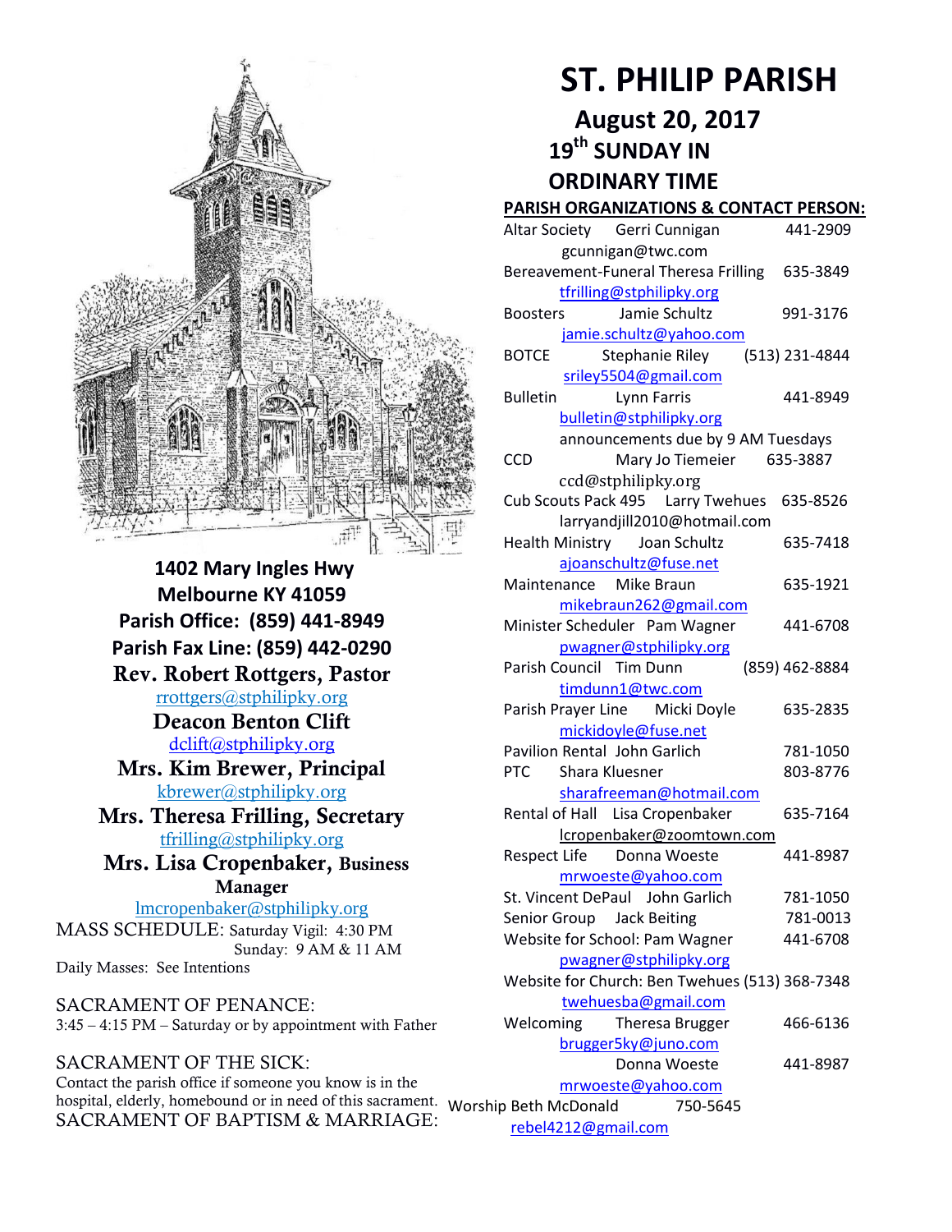1402 Mary Ingles Hwy
Melbourne KY 41059
Parish Office: (859) 441-8949
Parish Fax Line: (859) 442-0290

**Rev. Robert Rottgers, Pastor**
rrottgers@stphilipky.org

**Deacon Benton Clift**
dclift@stphilipky.org

**Mrs. Kim Brewer, Principal**
kbrewer@stphilipky.org

**Mrs. Theresa Frilling, Secretary**
tfrilling@stphilipky.org

**Mrs. Lisa Cropenbaker, Business Manager**
lmcropenbaker@stphilipky.org

MASS SCHEDULE: Saturday Vigil: 4:30 PM
Sunday: 9 AM & 11 AM
Daily Masses: See Intentions

SACRAMENT OF PENANCE:
3:45 – 4:15 PM – Saturday or by appointment with Father

SACRAMENT OF THE SICK:
Contact the parish office if someone you know is in the hospital, elderly, homebound or in need of this sacrament.

SACRAMENT OF BAPTISM & MARRIAGE:

# ST. PHILIP PARISH

## August 20, 2017
## 19th SUNDAY IN ORDINARY TIME

**PARISH ORGANIZATIONS & CONTACT PERSON:**

Altar Society Gerri Cunnigan 441-2909
gcunnigan@twc.com

Bereavement-Funeral Theresa Frilling 635-3849
tfrilling@stphilipky.org

Boosters Jamie Schultz 991-3176
jamie.schultz@yahoo.com

BOTCE Stephanie Riley (513) 231-4844
sriley5504@gmail.com

Bulletin Lynn Farris 441-8949
bulletin@stphilipky.org
announcements due by 9 AM Tuesdays

CCD Mary Jo Tiemeier 635-3887
ccd@stphilipky.org

Cub Scouts Pack 495 Larry Twehues 635-8526
larryandjill2010@hotmail.com

Health Ministry Joan Schultz 635-7418
ajoanschultz@fuse.net

Maintenance Mike Braun 635-1921
mikebraun262@gmail.com

Minister Scheduler Pam Wagner 441-6708
pwagner@stphilipky.org

Parish Council Tim Dunn (859) 462-8884
timdunn1@twc.com

Parish Prayer Line Micki Doyle 635-2835
mickidoyle@fuse.net

Pavilion Rental John Garlich 781-1050

PTC Shara Kluesner 803-8776
sharafreeman@hotmail.com

Rental of Hall Lisa Cropenbaker 635-7164
lcropenbaker@zoomtown.com

Respect Life Donna Woeste 441-8987
mrwoeste@yahoo.com

St. Vincent DePaul John Garlich 781-1050

Senior Group Jack Beiting 781-0013

Website for School: Pam Wagner 441-6708
pwagner@stphilipky.org

Website for Church: Ben Twehues (513) 368-7348
twehuesba@gmail.com

Welcoming Theresa Brugger 466-6136
brugger5ky@juno.com
Donna Woeste 441-8987
mrwoeste@yahoo.com

Worship Beth McDonald 750-5645
rebel4212@gmail.com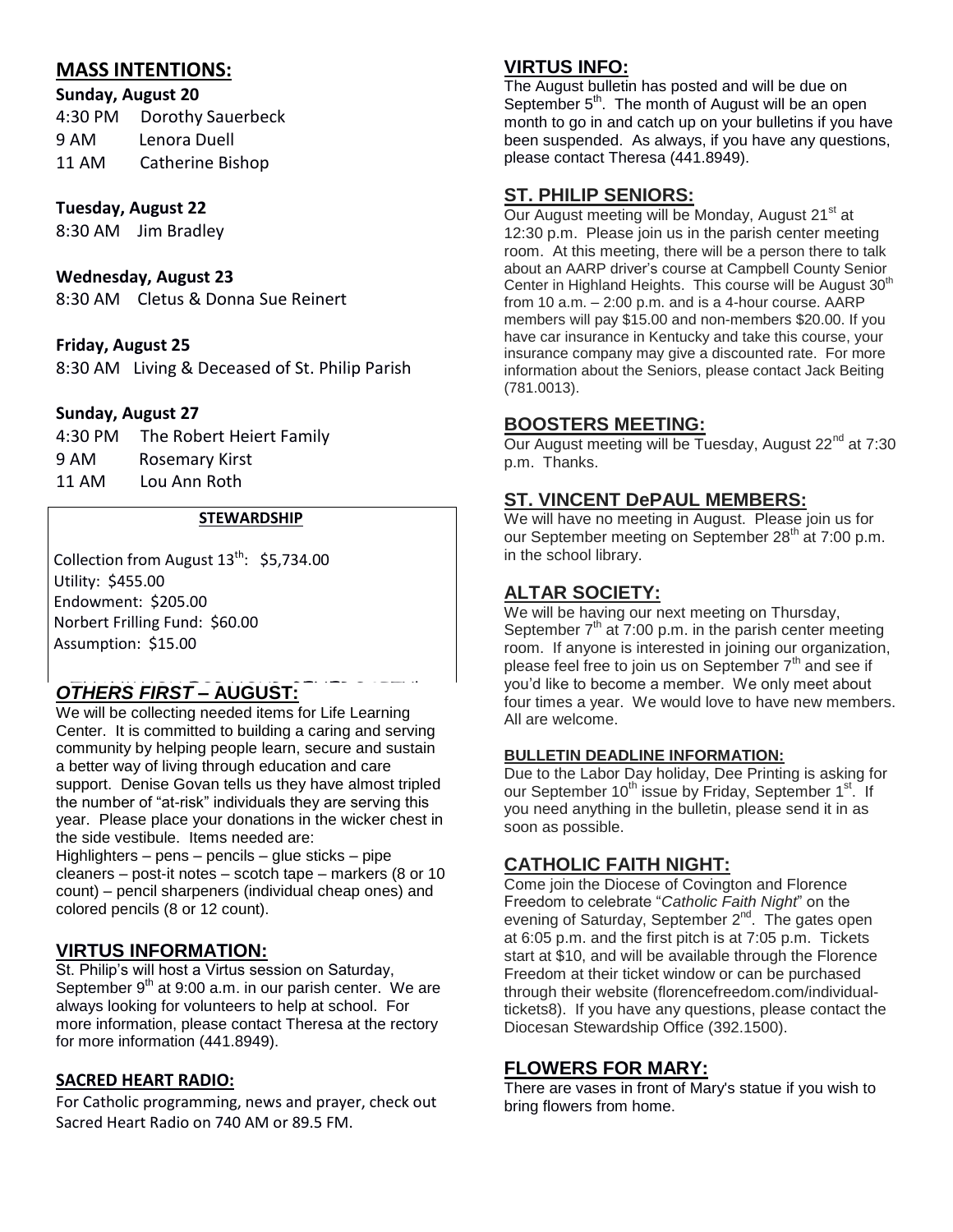## MASS INTENTIONS:

**Sunday, August 20**

4:30 PM Dorothy Sauerbeck
9 AM Lenora Duell
11 AM Catherine Bishop

**Tuesday, August 22**

8:30 AM Jim Bradley

**Wednesday, August 23**

8:30 AM Cletus & Donna Sue Reinert

**Friday, August 25**

8:30 AM Living & Deceased of St. Philip Parish

**Sunday, August 27**

4:30 PM The Robert Heiert Family
9 AM Rosemary Kirst
11 AM Lou Ann Roth

**STEWARDSHIP**

Collection from August 13th: $5,734.00
Utility: $455.00
Endowment: $205.00
Norbert Frilling Fund: $60.00
Assumption: $15.00

## *OTHERS FIRST* – AUGUST:

We will be collecting needed items for Life Learning Center. It is committed to building a caring and serving community by helping people learn, secure and sustain a better way of living through education and care support. Denise Govan tells us they have almost tripled the number of "at-risk" individuals they are serving this year. Please place your donations in the wicker chest in the side vestibule. Items needed are:
Highlighters – pens – pencils – glue sticks – pipe cleaners – post-it notes – scotch tape – markers (8 or 10 count) – pencil sharpeners (individual cheap ones) and colored pencils (8 or 12 count).

## VIRTUS INFORMATION:

St. Philip's will host a Virtus session on Saturday, September 9th at 9:00 a.m. in our parish center. We are always looking for volunteers to help at school. For more information, please contact Theresa at the rectory for more information (441.8949).

## SACRED HEART RADIO:

For Catholic programming, news and prayer, check out Sacred Heart Radio on 740 AM or 89.5 FM.

## VIRTUS INFO:

The August bulletin has posted and will be due on September 5th. The month of August will be an open month to go in and catch up on your bulletins if you have been suspended. As always, if you have any questions, please contact Theresa (441.8949).

## ST. PHILIP SENIORS:

Our August meeting will be Monday, August 21st at 12:30 p.m. Please join us in the parish center meeting room. At this meeting, there will be a person there to talk about an AARP driver's course at Campbell County Senior Center in Highland Heights. This course will be August 30th from 10 a.m. – 2:00 p.m. and is a 4-hour course. AARP members will pay $15.00 and non-members $20.00. If you have car insurance in Kentucky and take this course, your insurance company may give a discounted rate. For more information about the Seniors, please contact Jack Beiting (781.0013).

## BOOSTERS MEETING:

Our August meeting will be Tuesday, August 22nd at 7:30 p.m. Thanks.

## ST. VINCENT DePAUL MEMBERS:

We will have no meeting in August. Please join us for our September meeting on September 28th at 7:00 p.m. in the school library.

## ALTAR SOCIETY:

We will be having our next meeting on Thursday, September 7th at 7:00 p.m. in the parish center meeting room. If anyone is interested in joining our organization, please feel free to join us on September 7th and see if you'd like to become a member. We only meet about four times a year. We would love to have new members. All are welcome.

### BULLETIN DEADLINE INFORMATION:

Due to the Labor Day holiday, Dee Printing is asking for our September 10th issue by Friday, September 1st. If you need anything in the bulletin, please send it in as soon as possible.

## CATHOLIC FAITH NIGHT:

Come join the Diocese of Covington and Florence Freedom to celebrate "*Catholic Faith Night*" on the evening of Saturday, September 2nd. The gates open at 6:05 p.m. and the first pitch is at 7:05 p.m. Tickets start at $10, and will be available through the Florence Freedom at their ticket window or can be purchased through their website (florencefreedom.com/individual-tickets8). If you have any questions, please contact the Diocesan Stewardship Office (392.1500).

## FLOWERS FOR MARY:

There are vases in front of Mary's statue if you wish to bring flowers from home.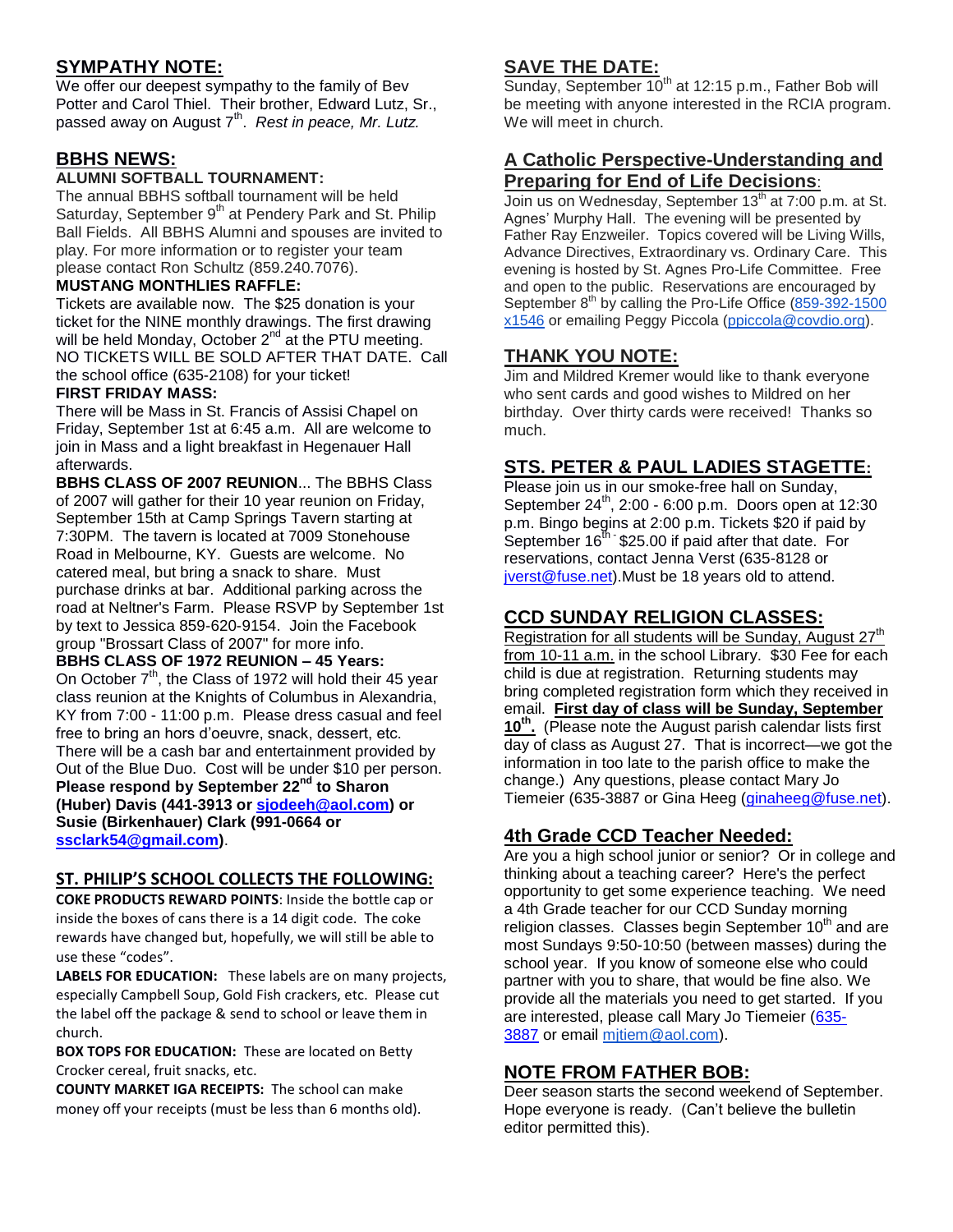## SYMPATHY NOTE:

We offer our deepest sympathy to the family of Bev Potter and Carol Thiel. Their brother, Edward Lutz, Sr., passed away on August 7th. *Rest in peace, Mr. Lutz.*

## BBHS NEWS:

**ALUMNI SOFTBALL TOURNAMENT:**

The annual BBHS softball tournament will be held Saturday, September 9th at Pendery Park and St. Philip Ball Fields. All BBHS Alumni and spouses are invited to play. For more information or to register your team please contact Ron Schultz (859.240.7076).

**MUSTANG MONTHLIES RAFFLE:**

Tickets are available now. The $25 donation is your ticket for the NINE monthly drawings. The first drawing will be held Monday, October 2nd at the PTU meeting. NO TICKETS WILL BE SOLD AFTER THAT DATE. Call the school office (635-2108) for your ticket!

**FIRST FRIDAY MASS:**

There will be Mass in St. Francis of Assisi Chapel on Friday, September 1st at 6:45 a.m. All are welcome to join in Mass and a light breakfast in Hegenauer Hall afterwards.

**BBHS CLASS OF 2007 REUNION**... The BBHS Class of 2007 will gather for their 10 year reunion on Friday, September 15th at Camp Springs Tavern starting at 7:30PM. The tavern is located at 7009 Stonehouse Road in Melbourne, KY. Guests are welcome. No catered meal, but bring a snack to share. Must purchase drinks at bar. Additional parking across the road at Neltner's Farm. Please RSVP by September 1st by text to Jessica 859-620-9154. Join the Facebook group "Brossart Class of 2007" for more info.

**BBHS CLASS OF 1972 REUNION – 45 Years:**

On October 7th, the Class of 1972 will hold their 45 year class reunion at the Knights of Columbus in Alexandria, KY from 7:00 - 11:00 p.m. Please dress casual and feel free to bring an hors d'oeuvre, snack, dessert, etc. There will be a cash bar and entertainment provided by Out of the Blue Duo. Cost will be under $10 per person. **Please respond by September 22nd to Sharon (Huber) Davis (441-3913 or sjodeeh@aol.com) or Susie (Birkenhauer) Clark (991-0664 or ssclark54@gmail.com)**.

## ST. PHILIP'S SCHOOL COLLECTS THE FOLLOWING:

**COKE PRODUCTS REWARD POINTS**: Inside the bottle cap or inside the boxes of cans there is a 14 digit code. The coke rewards have changed but, hopefully, we will still be able to use these "codes".

**LABELS FOR EDUCATION:** These labels are on many projects, especially Campbell Soup, Gold Fish crackers, etc. Please cut the label off the package & send to school or leave them in church.

**BOX TOPS FOR EDUCATION:** These are located on Betty Crocker cereal, fruit snacks, etc.

**COUNTY MARKET IGA RECEIPTS:** The school can make money off your receipts (must be less than 6 months old).

## SAVE THE DATE:

Sunday, September 10th at 12:15 p.m., Father Bob will be meeting with anyone interested in the RCIA program. We will meet in church.

## A Catholic Perspective-Understanding and Preparing for End of Life Decisions:

Join us on Wednesday, September 13th at 7:00 p.m. at St. Agnes' Murphy Hall. The evening will be presented by Father Ray Enzweiler. Topics covered will be Living Wills, Advance Directives, Extraordinary vs. Ordinary Care. This evening is hosted by St. Agnes Pro-Life Committee. Free and open to the public. Reservations are encouraged by September 8th by calling the Pro-Life Office (859-392-1500 x1546 or emailing Peggy Piccola (ppiccola@covdio.org).

## THANK YOU NOTE:

Jim and Mildred Kremer would like to thank everyone who sent cards and good wishes to Mildred on her birthday. Over thirty cards were received! Thanks so much.

## STS. PETER & PAUL LADIES STAGETTE:

Please join us in our smoke-free hall on Sunday, September 24th, 2:00 - 6:00 p.m. Doors open at 12:30 p.m. Bingo begins at 2:00 p.m. Tickets $20 if paid by September 16th - $25.00 if paid after that date. For reservations, contact Jenna Verst (635-8128 or jverst@fuse.net).Must be 18 years old to attend.

## CCD SUNDAY RELIGION CLASSES:

Registration for all students will be Sunday, August 27th from 10-11 a.m. in the school Library. $30 Fee for each child is due at registration. Returning students may bring completed registration form which they received in email. **First day of class will be Sunday, September 10th.** (Please note the August parish calendar lists first day of class as August 27. That is incorrect—we got the information in too late to the parish office to make the change.) Any questions, please contact Mary Jo Tiemeier (635-3887 or Gina Heeg (ginaheeg@fuse.net).

## 4th Grade CCD Teacher Needed:

Are you a high school junior or senior? Or in college and thinking about a teaching career? Here's the perfect opportunity to get some experience teaching. We need a 4th Grade teacher for our CCD Sunday morning religion classes. Classes begin September 10th and are most Sundays 9:50-10:50 (between masses) during the school year. If you know of someone else who could partner with you to share, that would be fine also. We provide all the materials you need to get started. If you are interested, please call Mary Jo Tiemeier (635-3887 or email mjtiem@aol.com).

## NOTE FROM FATHER BOB:

Deer season starts the second weekend of September. Hope everyone is ready. (Can't believe the bulletin editor permitted this).